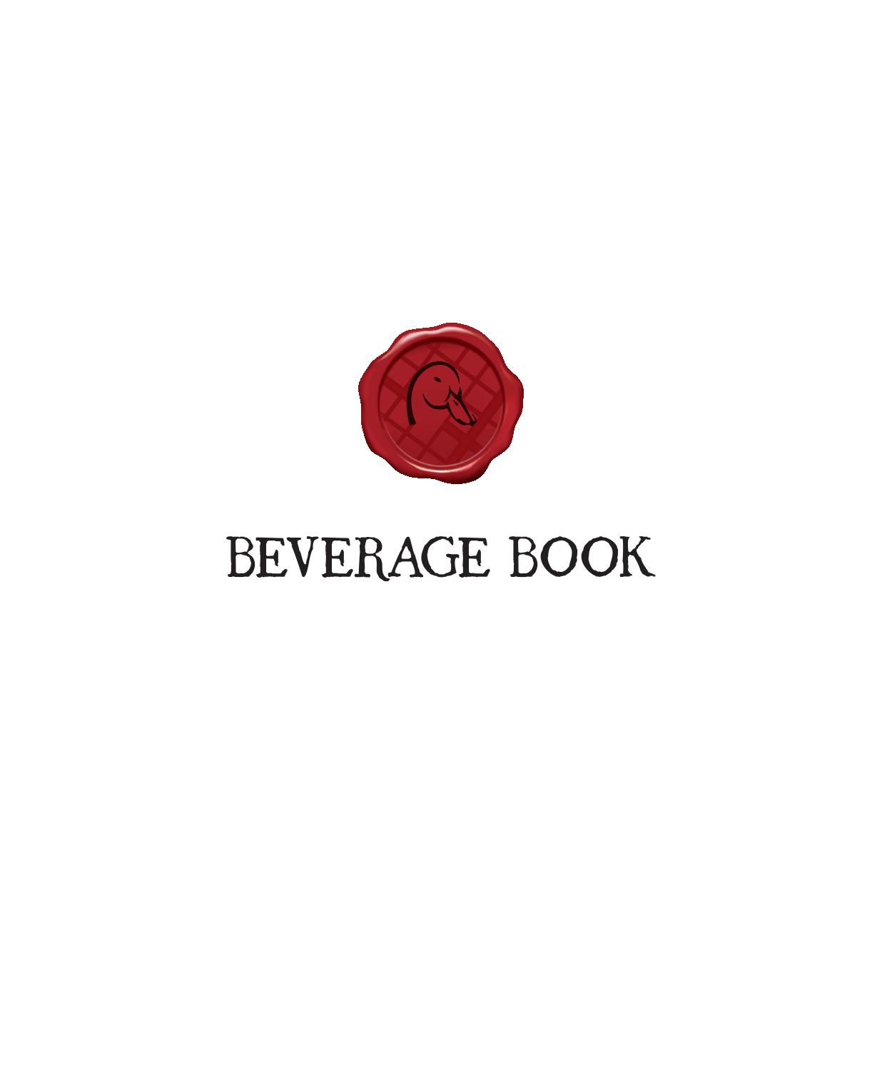# BEVERAGE BOOK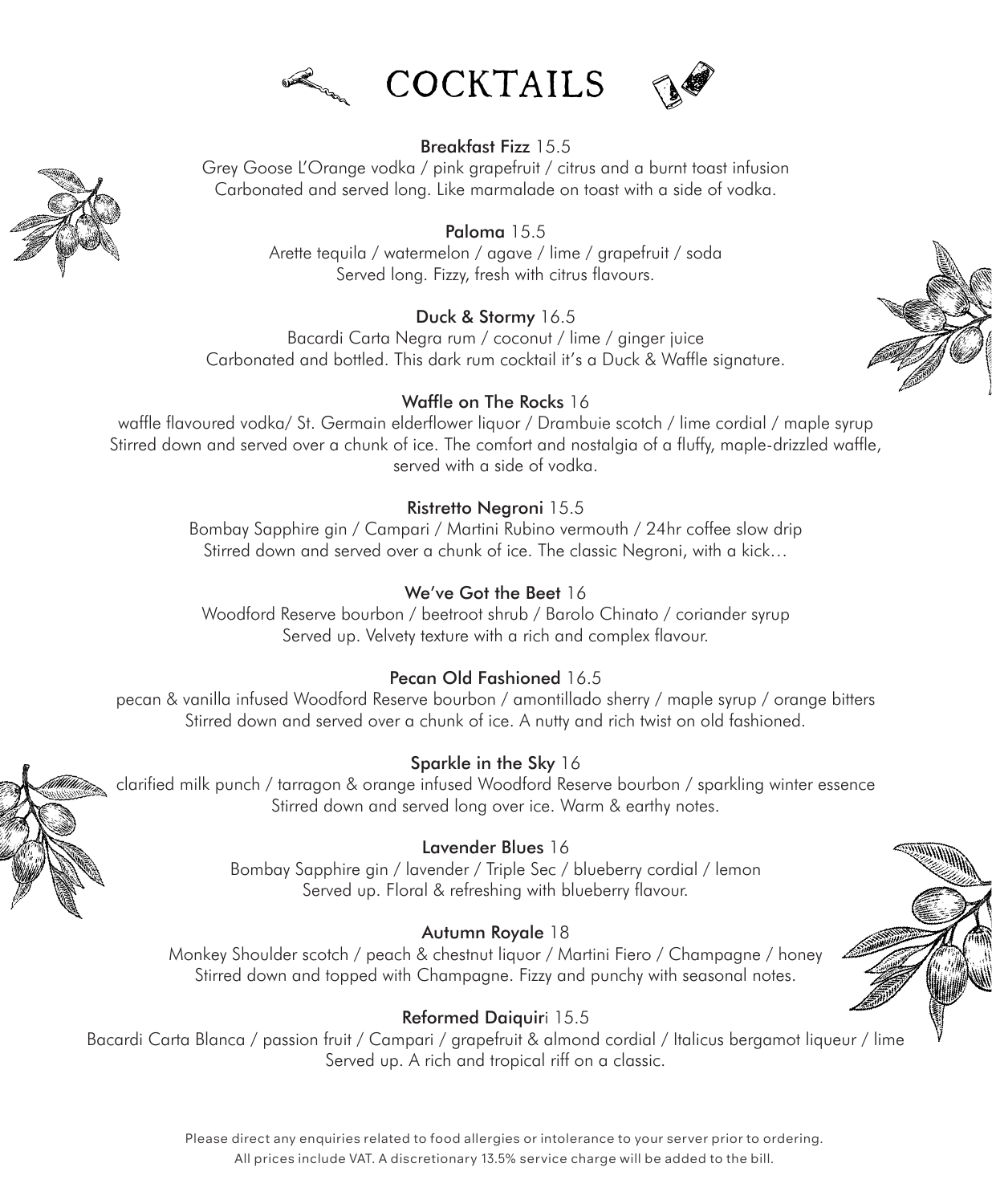# COCKTAILS

**Breakfast Fizz** 15.5
Grey Goose L'Orange vodka / pink grapefruit / citrus and a burnt toast infusion
Carbonated and served long. Like marmalade on toast with a side of vodka.

**Paloma** 15.5
Arette tequila / watermelon / agave / lime / grapefruit / soda
Served long. Fizzy, fresh with citrus flavours.

**Duck & Stormy** 16.5
Bacardi Carta Negra rum / coconut / lime / ginger juice
Carbonated and bottled. This dark rum cocktail it's a Duck & Waffle signature.

**Waffle on The Rocks** 16
waffle flavoured vodka/ St. Germain elderflower liquor / Drambuie scotch / lime cordial / maple syrup
Stirred down and served over a chunk of ice. The comfort and nostalgia of a fluffy, maple-drizzled waffle, served with a side of vodka.

**Ristretto Negroni** 15.5
Bombay Sapphire gin / Campari / Martini Rubino vermouth / 24hr coffee slow drip
Stirred down and served over a chunk of ice. The classic Negroni, with a kick…

**We've Got the Beet** 16
Woodford Reserve bourbon / beetroot shrub / Barolo Chinato / coriander syrup
Served up. Velvety texture with a rich and complex flavour.

**Pecan Old Fashioned** 16.5
pecan & vanilla infused Woodford Reserve bourbon / amontillado sherry / maple syrup / orange bitters
Stirred down and served over a chunk of ice. A nutty and rich twist on old fashioned.

**Sparkle in the Sky** 16
clarified milk punch / tarragon & orange infused Woodford Reserve bourbon / sparkling winter essence
Stirred down and served long over ice. Warm & earthy notes.

**Lavender Blues** 16
Bombay Sapphire gin / lavender / Triple Sec / blueberry cordial / lemon
Served up. Floral & refreshing with blueberry flavour.

**Autumn Royale** 18
Monkey Shoulder scotch / peach & chestnut liquor / Martini Fiero / Champagne / honey
Stirred down and topped with Champagne. Fizzy and punchy with seasonal notes.

**Reformed Daiquiri** 15.5
Bacardi Carta Blanca / passion fruit / Campari / grapefruit & almond cordial / Italicus bergamot liqueur / lime
Served up. A rich and tropical riff on a classic.

Please direct any enquiries related to food allergies or intolerance to your server prior to ordering.
All prices include VAT. A discretionary 13.5% service charge will be added to the bill.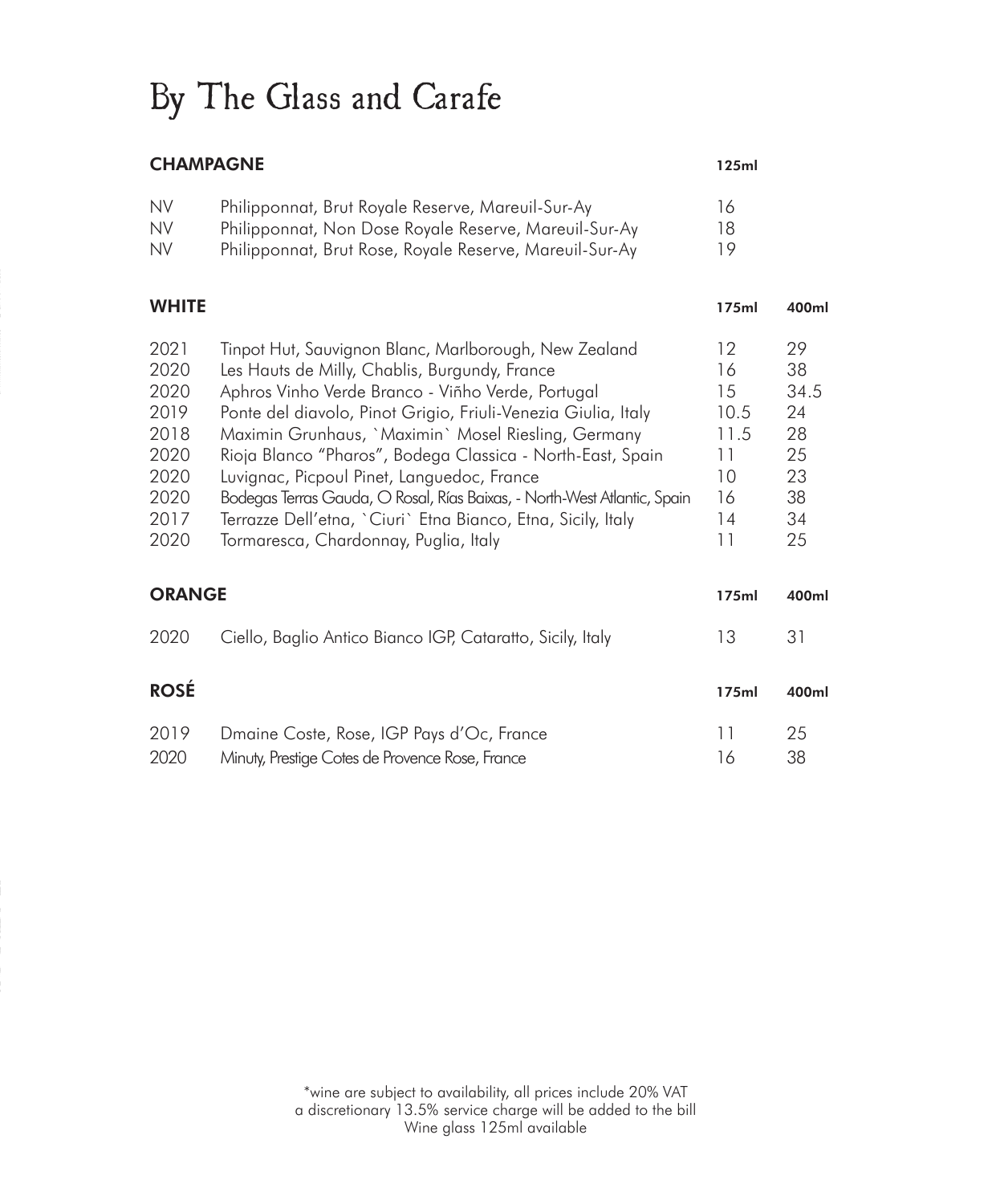# By The Glass and Carafe

## CHAMPAGNE

| | | 125ml |
|---|---|---|
| NV | Philipponnat, Brut Royale Reserve, Mareuil-Sur-Ay | 16 |
| NV | Philipponnat, Non Dose Royale Reserve, Mareuil-Sur-Ay | 18 |
| NV | Philipponnat, Brut Rose, Royale Reserve, Mareuil-Sur-Ay | 19 |

## WHITE

| | | 175ml | 400ml |
|---|---|---|---|
| 2021 | Tinpot Hut, Sauvignon Blanc, Marlborough, New Zealand | 12 | 29 |
| 2020 | Les Hauts de Milly, Chablis, Burgundy, France | 16 | 38 |
| 2020 | Aphros Vinho Verde Branco - Viñho Verde, Portugal | 15 | 34.5 |
| 2019 | Ponte del diavolo, Pinot Grigio, Friuli-Venezia Giulia, Italy | 10.5 | 24 |
| 2018 | Maximin Grunhaus, `Maximin` Mosel Riesling, Germany | 11.5 | 28 |
| 2020 | Rioja Blanco "Pharos", Bodega Classica - North-East, Spain | 11 | 25 |
| 2020 | Luvignac, Picpoul Pinet, Languedoc, France | 10 | 23 |
| 2020 | Bodegas Terras Gauda, O Rosal, Rías Baixas, - North-West Atlantic, Spain | 16 | 38 |
| 2017 | Terrazze Dell'etna, `Ciuri` Etna Bianco, Etna, Sicily, Italy | 14 | 34 |
| 2020 | Tormaresca, Chardonnay, Puglia, Italy | 11 | 25 |

## ORANGE

| | | 175ml | 400ml |
|---|---|---|---|
| 2020 | Ciello, Baglio Antico Bianco IGP, Cataratto, Sicily, Italy | 13 | 31 |

## ROSÉ

| | | 175ml | 400ml |
|---|---|---|---|
| 2019 | Dmaine Coste, Rose, IGP Pays d'Oc, France | 11 | 25 |
| 2020 | Minuty, Prestige Cotes de Provence Rose, France | 16 | 38 |

*wine are subject to availability, all prices include 20% VAT
a discretionary 13.5% service charge will be added to the bill
Wine glass 125ml available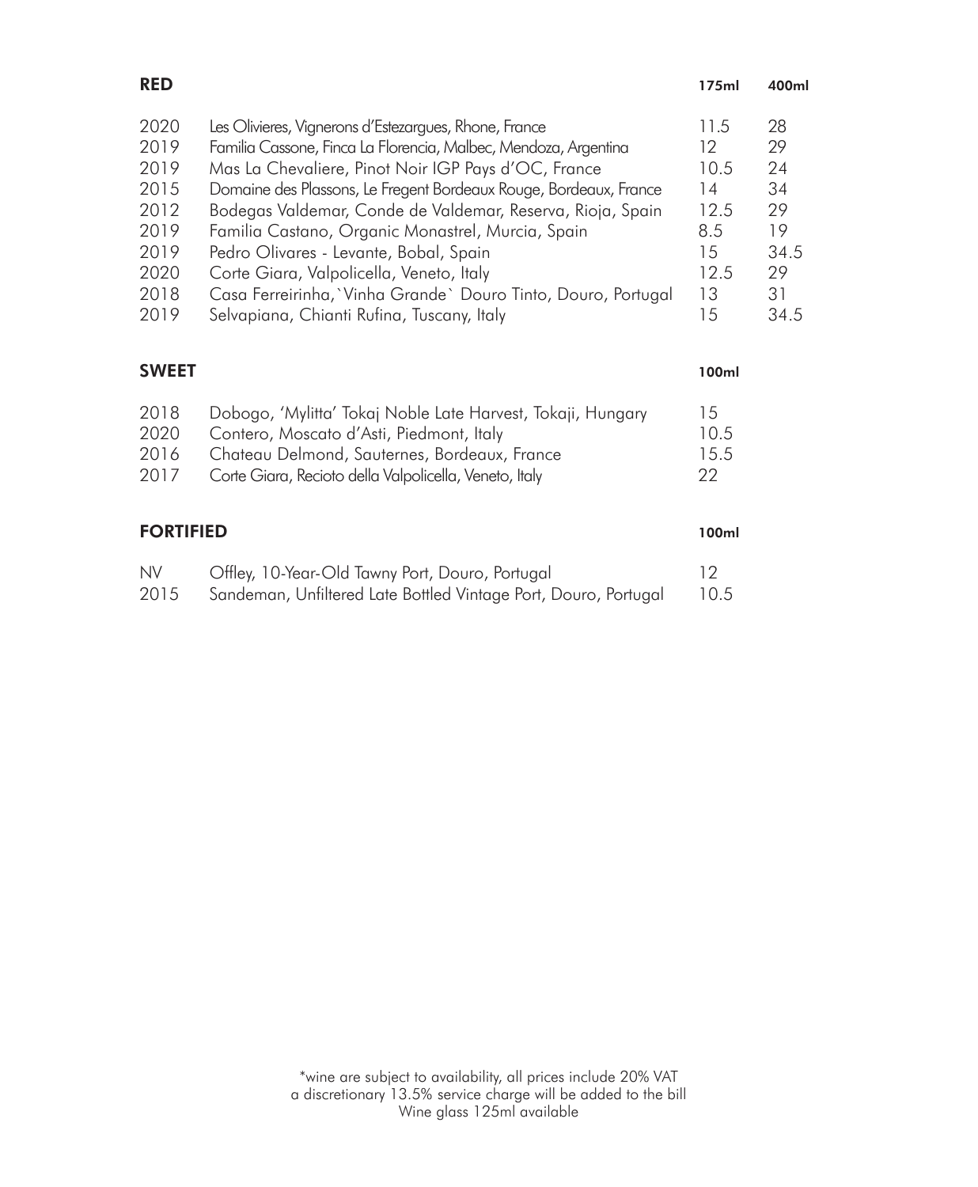## RED

| | | 175ml | 400ml |
|---|---|---|---|
| 2020 | Les Olivieres, Vignerons d'Estezargues, Rhone, France | 11.5 | 28 |
| 2019 | Familia Cassone, Finca La Florencia, Malbec, Mendoza, Argentina | 12 | 29 |
| 2019 | Mas La Chevaliere, Pinot Noir IGP Pays d'OC, France | 10.5 | 24 |
| 2015 | Domaine des Plassons, Le Fregent Bordeaux Rouge, Bordeaux, France | 14 | 34 |
| 2012 | Bodegas Valdemar, Conde de Valdemar, Reserva, Rioja, Spain | 12.5 | 29 |
| 2019 | Familia Castano, Organic Monastrel, Murcia, Spain | 8.5 | 19 |
| 2019 | Pedro Olivares - Levante, Bobal, Spain | 15 | 34.5 |
| 2020 | Corte Giara, Valpolicella, Veneto, Italy | 12.5 | 29 |
| 2018 | Casa Ferreirinha, `Vinha Grande` Douro Tinto, Douro, Portugal | 13 | 31 |
| 2019 | Selvapiana, Chianti Rufina, Tuscany, Italy | 15 | 34.5 |

## SWEET

| | | 100ml |
|---|---|---|
| 2018 | Dobogo, 'Mylitta' Tokaj Noble Late Harvest, Tokaji, Hungary | 15 |
| 2020 | Contero, Moscato d'Asti, Piedmont, Italy | 10.5 |
| 2016 | Chateau Delmond, Sauternes, Bordeaux, France | 15.5 |
| 2017 | Corte Giara, Recioto della Valpolicella, Veneto, Italy | 22 |

## FORTIFIED

| | | 100ml |
|---|---|---|
| NV | Offley, 10-Year-Old Tawny Port, Douro, Portugal | 12 |
| 2015 | Sandeman, Unfiltered Late Bottled Vintage Port, Douro, Portugal | 10.5 |

*wine are subject to availability, all prices include 20% VAT
a discretionary 13.5% service charge will be added to the bill
Wine glass 125ml available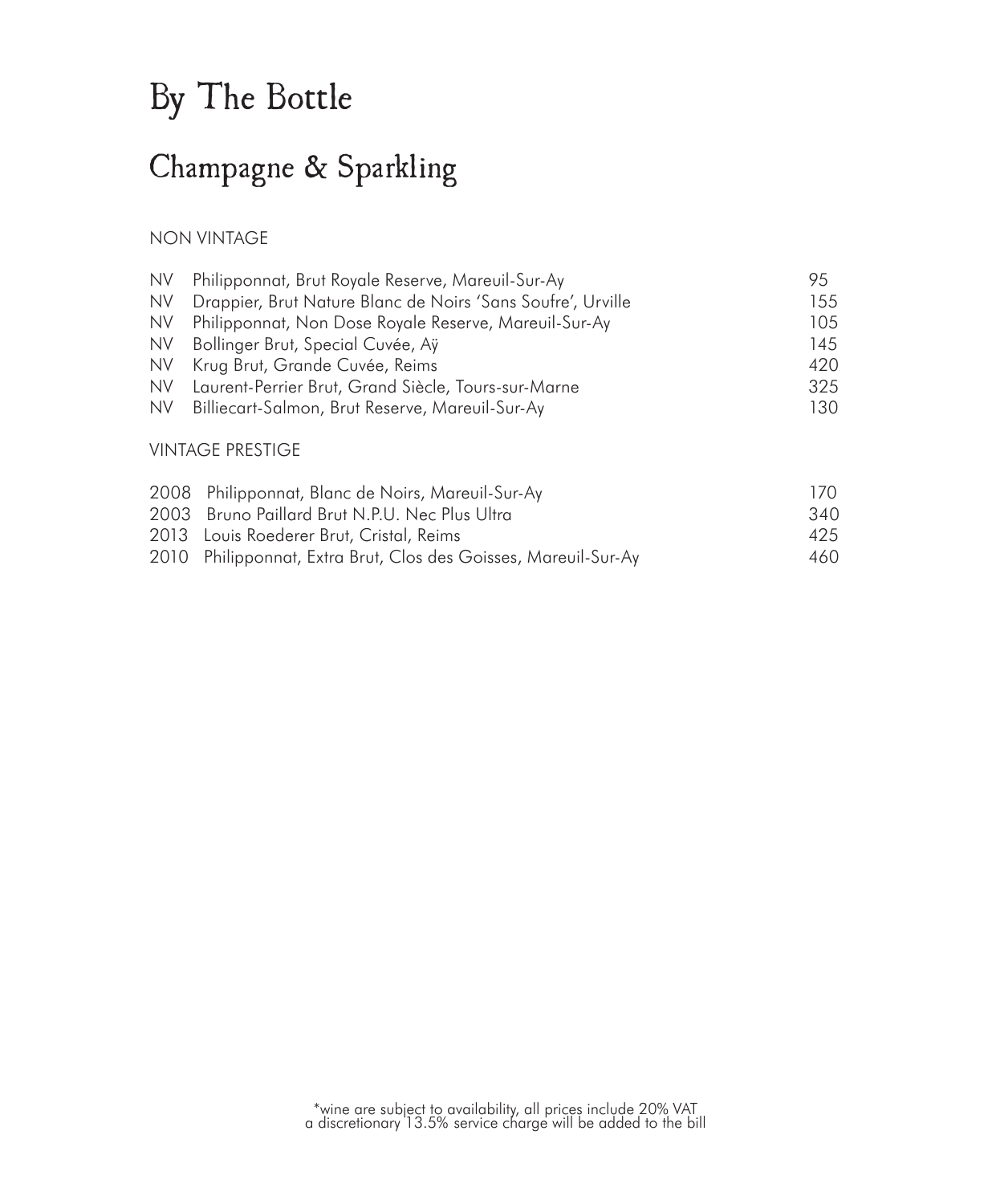# By The Bottle

## Champagne & Sparkling

NON VINTAGE

| | | |
|---|---|---|
| NV | Philipponnat, Brut Royale Reserve, Mareuil-Sur-Ay | 95 |
| NV | Drappier, Brut Nature Blanc de Noirs 'Sans Soufre', Urville | 155 |
| NV | Philipponnat, Non Dose Royale Reserve, Mareuil-Sur-Ay | 105 |
| NV | Bollinger Brut, Special Cuvée, Aÿ | 145 |
| NV | Krug Brut, Grande Cuvée, Reims | 420 |
| NV | Laurent-Perrier Brut, Grand Siècle, Tours-sur-Marne | 325 |
| NV | Billiecart-Salmon, Brut Reserve, Mareuil-Sur-Ay | 130 |

VINTAGE PRESTIGE

| | | |
|---|---|---|
| 2008 | Philipponnat, Blanc de Noirs, Mareuil-Sur-Ay | 170 |
| 2003 | Bruno Paillard Brut N.P.U. Nec Plus Ultra | 340 |
| 2013 | Louis Roederer Brut, Cristal, Reims | 425 |
| 2010 | Philipponnat, Extra Brut, Clos des Goisses, Mareuil-Sur-Ay | 460 |

*wine are subject to availability, all prices include 20% VAT
a discretionary 13.5% service charge will be added to the bill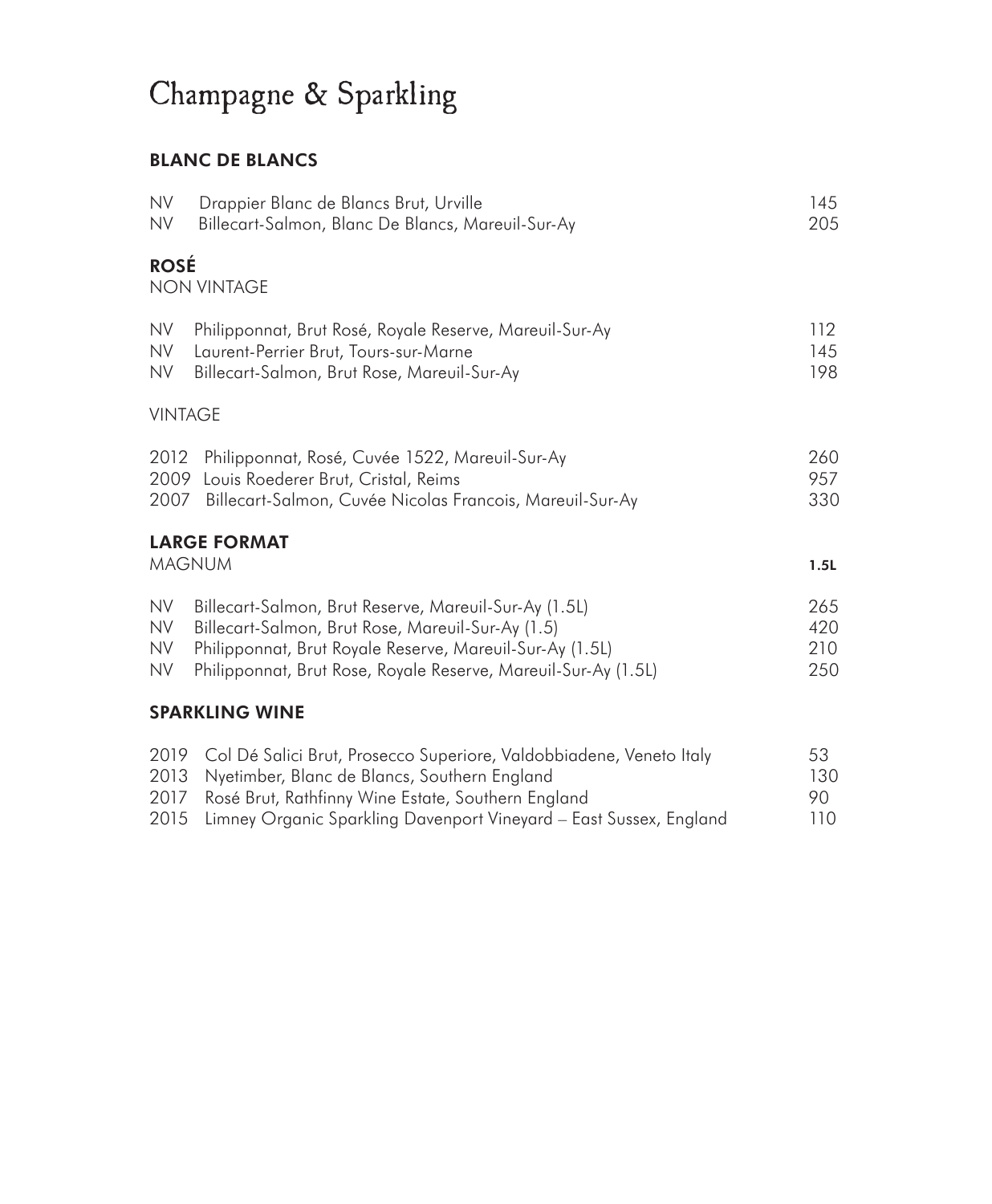# Champagne & Sparkling

## BLANC DE BLANCS

| | | |
|---|---|---|
| NV | Drappier Blanc de Blancs Brut, Urville | 145 |
| NV | Billecart-Salmon, Blanc De Blancs, Mareuil-Sur-Ay | 205 |

## ROSÉ

NON VINTAGE

| | | |
|---|---|---|
| NV | Philipponnat, Brut Rosé, Royale Reserve, Mareuil-Sur-Ay | 112 |
| NV | Laurent-Perrier Brut, Tours-sur-Marne | 145 |
| NV | Billecart-Salmon, Brut Rose, Mareuil-Sur-Ay | 198 |

VINTAGE

| | | |
|---|---|---|
| 2012 | Philipponnat, Rosé, Cuvée 1522, Mareuil-Sur-Ay | 260 |
| 2009 | Louis Roederer Brut, Cristal, Reims | 957 |
| 2007 | Billecart-Salmon, Cuvée Nicolas Francois, Mareuil-Sur-Ay | 330 |

## LARGE FORMAT

| MAGNUM | | 1.5L |
|---|---|---|
| NV | Billecart-Salmon, Brut Reserve, Mareuil-Sur-Ay (1.5L) | 265 |
| NV | Billecart-Salmon, Brut Rose, Mareuil-Sur-Ay (1.5) | 420 |
| NV | Philipponnat, Brut Royale Reserve, Mareuil-Sur-Ay (1.5L) | 210 |
| NV | Philipponnat, Brut Rose, Royale Reserve, Mareuil-Sur-Ay (1.5L) | 250 |

## SPARKLING WINE

| | | |
|---|---|---|
| 2019 | Col Dé Salici Brut, Prosecco Superiore, Valdobbiadene, Veneto Italy | 53 |
| 2013 | Nyetimber, Blanc de Blancs, Southern England | 130 |
| 2017 | Rosé Brut, Rathfinny Wine Estate, Southern England | 90 |
| 2015 | Limney Organic Sparkling Davenport Vineyard – East Sussex, England | 110 |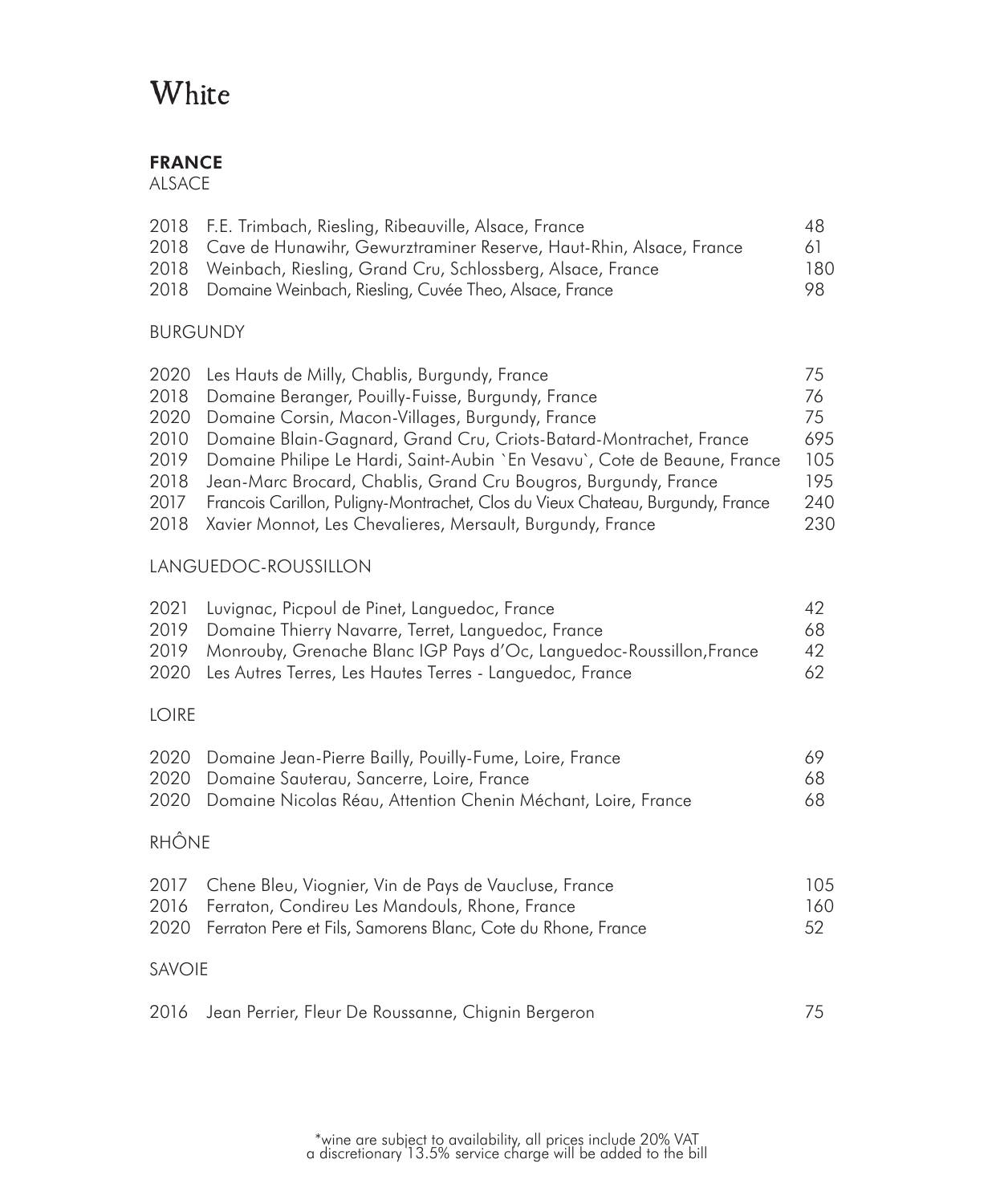# White

## FRANCE

### ALSACE

| | | |
|---|---|---|
| 2018 | F.E. Trimbach, Riesling, Ribeauville, Alsace, France | 48 |
| 2018 | Cave de Hunawihr, Gewurztraminer Reserve, Haut-Rhin, Alsace, France | 61 |
| 2018 | Weinbach, Riesling, Grand Cru, Schlossberg, Alsace, France | 180 |
| 2018 | Domaine Weinbach, Riesling, Cuvée Theo, Alsace, France | 98 |

### BURGUNDY

| | | |
|---|---|---|
| 2020 | Les Hauts de Milly, Chablis, Burgundy, France | 75 |
| 2018 | Domaine Beranger, Pouilly-Fuisse, Burgundy, France | 76 |
| 2020 | Domaine Corsin, Macon-Villages, Burgundy, France | 75 |
| 2010 | Domaine Blain-Gagnard, Grand Cru, Criots-Batard-Montrachet, France | 695 |
| 2019 | Domaine Philipe Le Hardi, Saint-Aubin `En Vesavu`, Cote de Beaune, France | 105 |
| 2018 | Jean-Marc Brocard, Chablis, Grand Cru Bougros, Burgundy, France | 195 |
| 2017 | Francois Carillon, Puligny-Montrachet, Clos du Vieux Chateau, Burgundy, France | 240 |
| 2018 | Xavier Monnot, Les Chevalieres, Mersault, Burgundy, France | 230 |

### LANGUEDOC-ROUSSILLON

| | | |
|---|---|---|
| 2021 | Luvignac, Picpoul de Pinet, Languedoc, France | 42 |
| 2019 | Domaine Thierry Navarre, Terret, Languedoc, France | 68 |
| 2019 | Monrouby, Grenache Blanc IGP Pays d'Oc, Languedoc-Roussillon,France | 42 |
| 2020 | Les Autres Terres, Les Hautes Terres - Languedoc, France | 62 |

### LOIRE

| | | |
|---|---|---|
| 2020 | Domaine Jean-Pierre Bailly, Pouilly-Fume, Loire, France | 69 |
| 2020 | Domaine Sauterau, Sancerre, Loire, France | 68 |
| 2020 | Domaine Nicolas Réau, Attention Chenin Méchant, Loire, France | 68 |

### RHÔNE

| | | |
|---|---|---|
| 2017 | Chene Bleu, Viognier, Vin de Pays de Vaucluse, France | 105 |
| 2016 | Ferraton, Condireu Les Mandouls, Rhone, France | 160 |
| 2020 | Ferraton Pere et Fils, Samorens Blanc, Cote du Rhone, France | 52 |

### SAVOIE

| | | |
|---|---|---|
| 2016 | Jean Perrier, Fleur De Roussanne, Chignin Bergeron | 75 |

*wine are subject to availability, all prices include 20% VAT
a discretionary 13.5% service charge will be added to the bill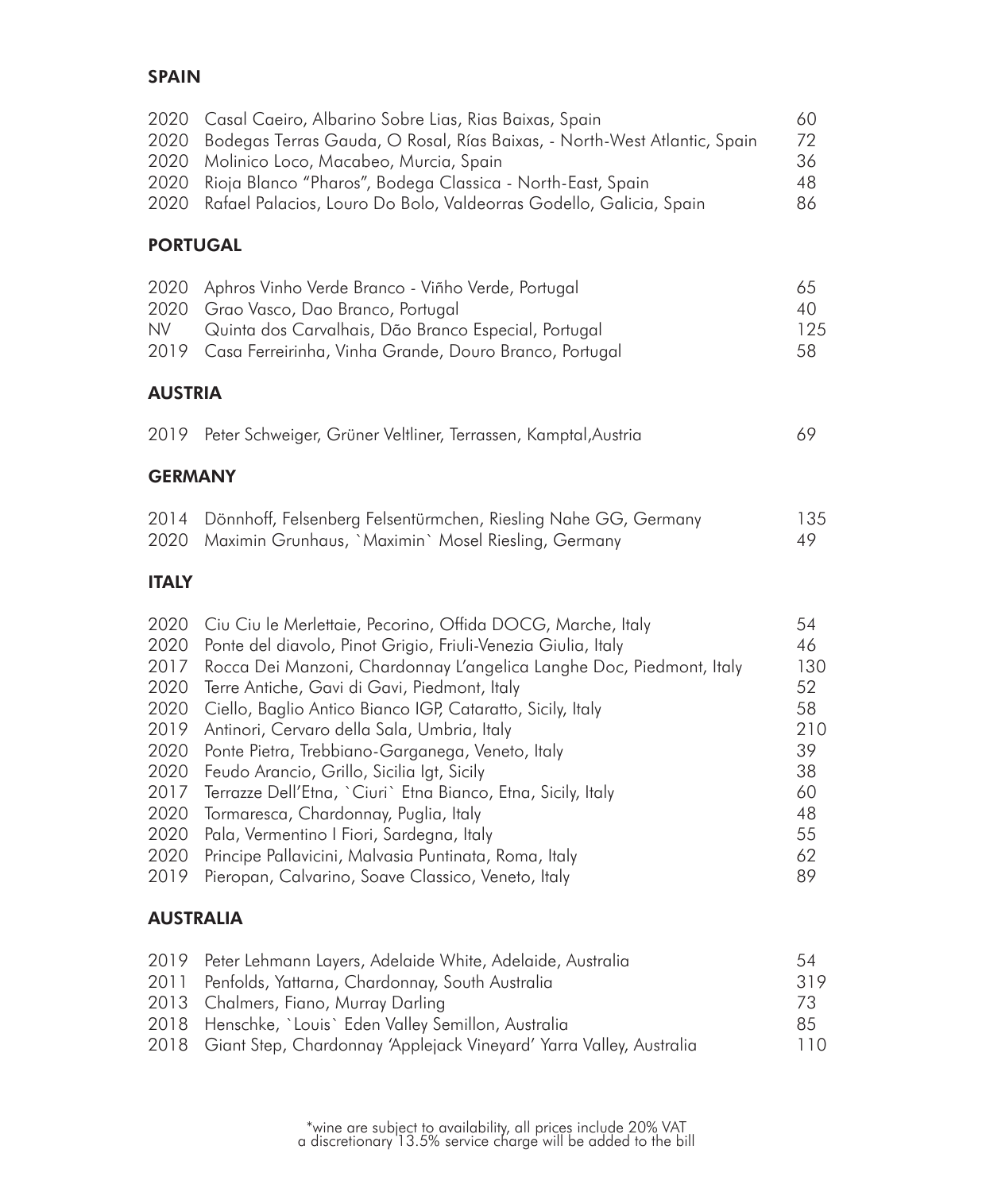## SPAIN

| | | |
|---|---|---|
| 2020 | Casal Caeiro, Albarino Sobre Lias, Rias Baixas, Spain | 60 |
| 2020 | Bodegas Terras Gauda, O Rosal, Rías Baixas, - North-West Atlantic, Spain | 72 |
| 2020 | Molinico Loco, Macabeo, Murcia, Spain | 36 |
| 2020 | Rioja Blanco "Pharos", Bodega Classica - North-East, Spain | 48 |
| 2020 | Rafael Palacios, Louro Do Bolo, Valdeorras Godello, Galicia, Spain | 86 |

## PORTUGAL

| | | |
|---|---|---|
| 2020 | Aphros Vinho Verde Branco - Viñho Verde, Portugal | 65 |
| 2020 | Grao Vasco, Dao Branco, Portugal | 40 |
| NV | Quinta dos Carvalhais, Dão Branco Especial, Portugal | 125 |
| 2019 | Casa Ferreirinha, Vinha Grande, Douro Branco, Portugal | 58 |

## AUSTRIA

| | | |
|---|---|---|
| 2019 | Peter Schweiger, Grüner Veltliner, Terrassen, Kamptal,Austria | 69 |

## GERMANY

| | | |
|---|---|---|
| 2014 | Dönnhoff, Felsenberg Felsentürmchen, Riesling Nahe GG, Germany | 135 |
| 2020 | Maximin Grunhaus, `Maximin` Mosel Riesling, Germany | 49 |

## ITALY

| | | |
|---|---|---|
| 2020 | Ciu Ciu le Merlettaie, Pecorino, Offida DOCG, Marche, Italy | 54 |
| 2020 | Ponte del diavolo, Pinot Grigio, Friuli-Venezia Giulia, Italy | 46 |
| 2017 | Rocca Dei Manzoni, Chardonnay L'angelica Langhe Doc, Piedmont, Italy | 130 |
| 2020 | Terre Antiche, Gavi di Gavi, Piedmont, Italy | 52 |
| 2020 | Ciello, Baglio Antico Bianco IGP, Cataratto, Sicily, Italy | 58 |
| 2019 | Antinori, Cervaro della Sala, Umbria, Italy | 210 |
| 2020 | Ponte Pietra, Trebbiano-Garganega, Veneto, Italy | 39 |
| 2020 | Feudo Arancio, Grillo, Sicilia Igt, Sicily | 38 |
| 2017 | Terrazze Dell'Etna, `Ciuri` Etna Bianco, Etna, Sicily, Italy | 60 |
| 2020 | Tormaresca, Chardonnay, Puglia, Italy | 48 |
| 2020 | Pala, Vermentino I Fiori, Sardegna, Italy | 55 |
| 2020 | Principe Pallavicini, Malvasia Puntinata, Roma, Italy | 62 |
| 2019 | Pieropan, Calvarino, Soave Classico, Veneto, Italy | 89 |

## AUSTRALIA

| | | |
|---|---|---|
| 2019 | Peter Lehmann Layers, Adelaide White, Adelaide, Australia | 54 |
| 2011 | Penfolds, Yattarna, Chardonnay, South Australia | 319 |
| 2013 | Chalmers, Fiano, Murray Darling | 73 |
| 2018 | Henschke, `Louis` Eden Valley Semillon, Australia | 85 |
| 2018 | Giant Step, Chardonnay 'Applejack Vineyard' Yarra Valley, Australia | 110 |

*wine are subject to availability, all prices include 20% VAT
a discretionary 13.5% service charge will be added to the bill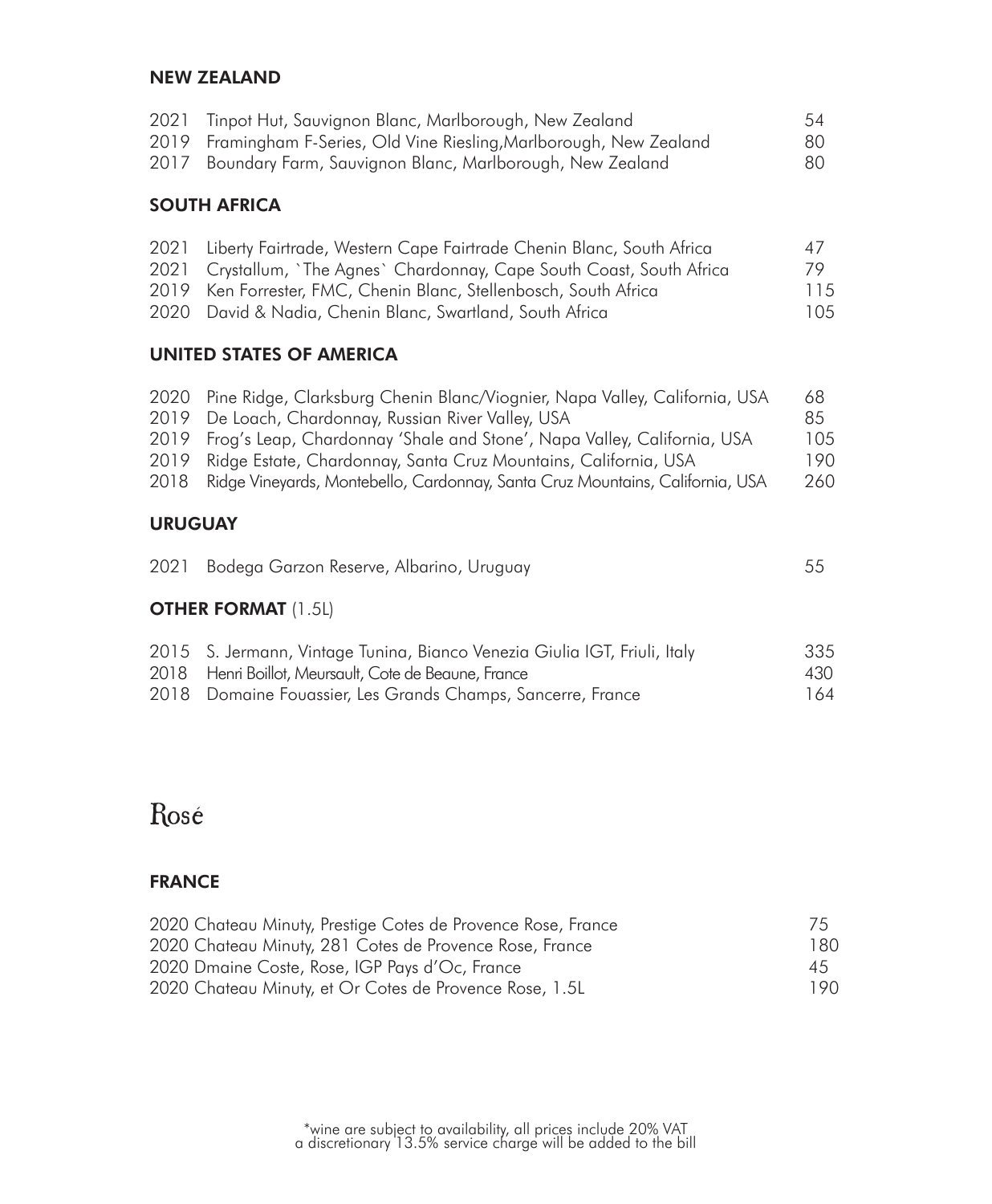## NEW ZEALAND

| | | |
|---|---|---|
| 2021 | Tinpot Hut, Sauvignon Blanc, Marlborough, New Zealand | 54 |
| 2019 | Framingham F-Series, Old Vine Riesling,Marlborough, New Zealand | 80 |
| 2017 | Boundary Farm, Sauvignon Blanc, Marlborough, New Zealand | 80 |

## SOUTH AFRICA

| | | |
|---|---|---|
| 2021 | Liberty Fairtrade, Western Cape Fairtrade Chenin Blanc, South Africa | 47 |
| 2021 | Crystallum, `The Agnes` Chardonnay, Cape South Coast, South Africa | 79 |
| 2019 | Ken Forrester, FMC, Chenin Blanc, Stellenbosch, South Africa | 115 |
| 2020 | David & Nadia, Chenin Blanc, Swartland, South Africa | 105 |

## UNITED STATES OF AMERICA

| | | |
|---|---|---|
| 2020 | Pine Ridge, Clarksburg Chenin Blanc/Viognier, Napa Valley, California, USA | 68 |
| 2019 | De Loach, Chardonnay, Russian River Valley, USA | 85 |
| 2019 | Frog's Leap, Chardonnay 'Shale and Stone', Napa Valley, California, USA | 105 |
| 2019 | Ridge Estate, Chardonnay, Santa Cruz Mountains, California, USA | 190 |
| 2018 | Ridge Vineyards, Montebello, Cardonnay, Santa Cruz Mountains, California, USA | 260 |

## URUGUAY

| | | |
|---|---|---|
| 2021 | Bodega Garzon Reserve, Albarino, Uruguay | 55 |

## OTHER FORMAT (1.5L)

| | | |
|---|---|---|
| 2015 | S. Jermann, Vintage Tunina, Bianco Venezia Giulia IGT, Friuli, Italy | 335 |
| 2018 | Henri Boillot, Meursault, Cote de Beaune, France | 430 |
| 2018 | Domaine Fouassier, Les Grands Champs, Sancerre, France | 164 |

# Rosé

## FRANCE

| | |
|---|---|
| 2020 Chateau Minuty, Prestige Cotes de Provence Rose, France | 75 |
| 2020 Chateau Minuty, 281 Cotes de Provence Rose, France | 180 |
| 2020 Dmaine Coste, Rose, IGP Pays d'Oc, France | 45 |
| 2020 Chateau Minuty, et Or Cotes de Provence Rose, 1.5L | 190 |

*wine are subject to availability, all prices include 20% VAT
a discretionary 13.5% service charge will be added to the bill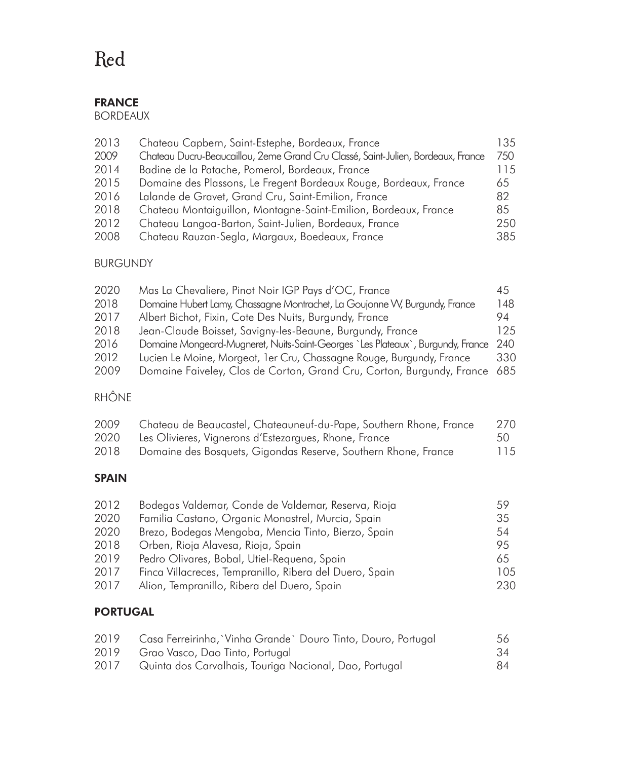# Red

## FRANCE

### BORDEAUX

| | | |
|---|---|---|
| 2013 | Chateau Capbern, Saint-Estephe, Bordeaux, France | 135 |
| 2009 | Chateau Ducru-Beaucaillou, 2eme Grand Cru Classé, Saint-Julien, Bordeaux, France | 750 |
| 2014 | Badine de la Patache, Pomerol, Bordeaux, France | 115 |
| 2015 | Domaine des Plassons, Le Fregent Bordeaux Rouge, Bordeaux, France | 65 |
| 2016 | Lalande de Gravet, Grand Cru, Saint-Emilion, France | 82 |
| 2018 | Chateau Montaiguillon, Montagne-Saint-Emilion, Bordeaux, France | 85 |
| 2012 | Chateau Langoa-Barton, Saint-Julien, Bordeaux, France | 250 |
| 2008 | Chateau Rauzan-Segla, Margaux, Boedeaux, France | 385 |

### BURGUNDY

| | | |
|---|---|---|
| 2020 | Mas La Chevaliere, Pinot Noir IGP Pays d'OC, France | 45 |
| 2018 | Domaine Hubert Lamy, Chassagne Montrachet, La Goujonne VV, Burgundy, France | 148 |
| 2017 | Albert Bichot, Fixin, Cote Des Nuits, Burgundy, France | 94 |
| 2018 | Jean-Claude Boisset, Savigny-les-Beaune, Burgundy, France | 125 |
| 2016 | Domaine Mongeard-Mugneret, Nuits-Saint-Georges `Les Plateaux`, Burgundy, France | 240 |
| 2012 | Lucien Le Moine, Morgeot, 1er Cru, Chassagne Rouge, Burgundy, France | 330 |
| 2009 | Domaine Faiveley, Clos de Corton, Grand Cru, Corton, Burgundy, France | 685 |

### RHÔNE

| | | |
|---|---|---|
| 2009 | Chateau de Beaucastel, Chateauneuf-du-Pape, Southern Rhone, France | 270 |
| 2020 | Les Olivieres, Vignerons d'Estezargues, Rhone, France | 50 |
| 2018 | Domaine des Bosquets, Gigondas Reserve, Southern Rhone, France | 115 |

## SPAIN

| | | |
|---|---|---|
| 2012 | Bodegas Valdemar, Conde de Valdemar, Reserva, Rioja | 59 |
| 2020 | Familia Castano, Organic Monastrel, Murcia, Spain | 35 |
| 2020 | Brezo, Bodegas Mengoba, Mencia Tinto, Bierzo, Spain | 54 |
| 2018 | Orben, Rioja Alavesa, Rioja, Spain | 95 |
| 2019 | Pedro Olivares, Bobal, Utiel-Requena, Spain | 65 |
| 2017 | Finca Villacreces, Tempranillo, Ribera del Duero, Spain | 105 |
| 2017 | Alion, Tempranillo, Ribera del Duero, Spain | 230 |

## PORTUGAL

| | | |
|---|---|---|
| 2019 | Casa Ferreirinha,`Vinha Grande` Douro Tinto, Douro, Portugal | 56 |
| 2019 | Grao Vasco, Dao Tinto, Portugal | 34 |
| 2017 | Quinta dos Carvalhais, Touriga Nacional, Dao, Portugal | 84 |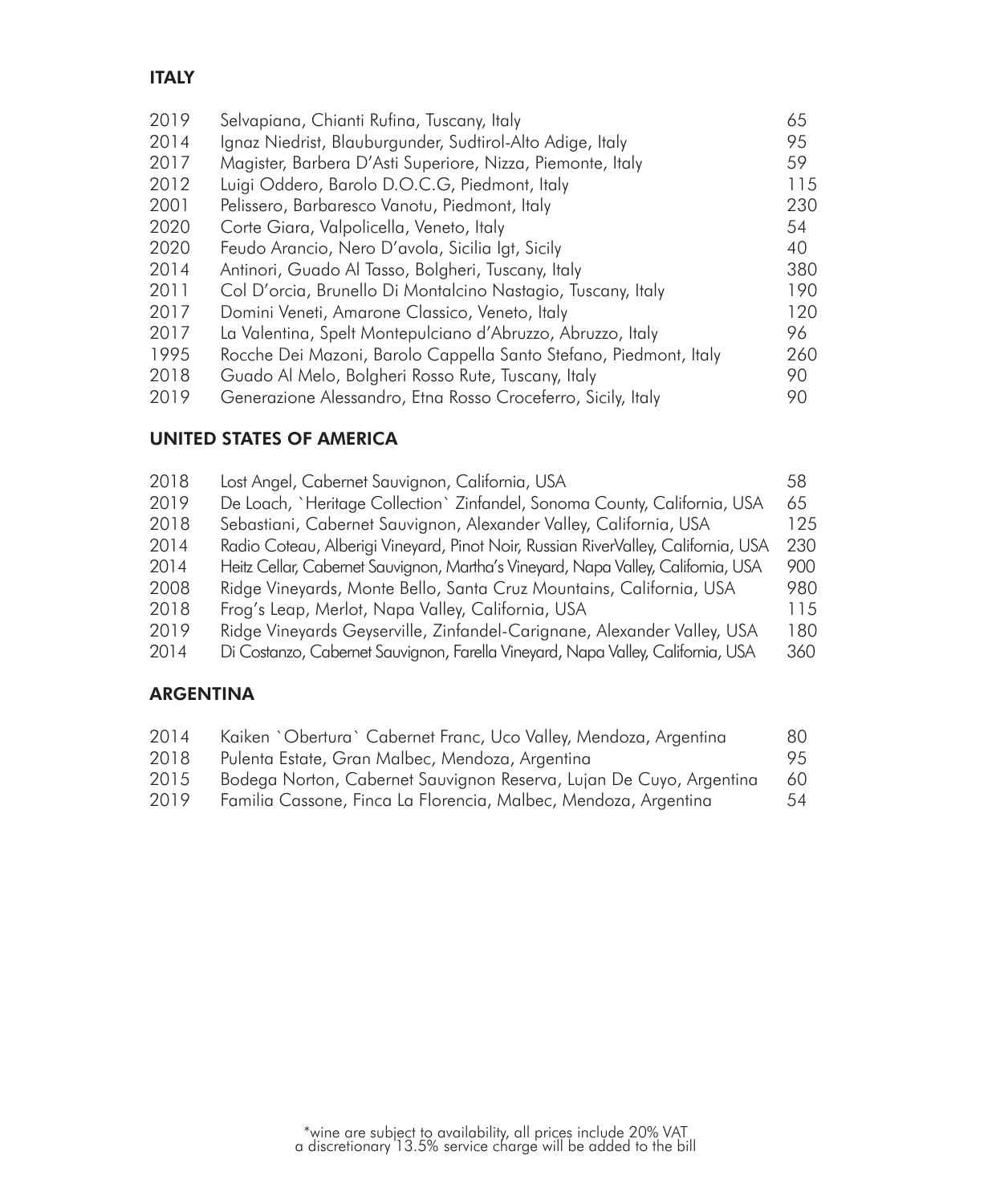## ITALY

| | | |
|---|---|---|
| 2019 | Selvapiana, Chianti Rufina, Tuscany, Italy | 65 |
| 2014 | Ignaz Niedrist, Blauburgunder, Sudtirol-Alto Adige, Italy | 95 |
| 2017 | Magister, Barbera D'Asti Superiore, Nizza, Piemonte, Italy | 59 |
| 2012 | Luigi Oddero, Barolo D.O.C.G, Piedmont, Italy | 115 |
| 2001 | Pelissero, Barbaresco Vanotu, Piedmont, Italy | 230 |
| 2020 | Corte Giara, Valpolicella, Veneto, Italy | 54 |
| 2020 | Feudo Arancio, Nero D'avola, Sicilia Igt, Sicily | 40 |
| 2014 | Antinori, Guado Al Tasso, Bolgheri, Tuscany, Italy | 380 |
| 2011 | Col D'orcia, Brunello Di Montalcino Nastagio, Tuscany, Italy | 190 |
| 2017 | Domini Veneti, Amarone Classico, Veneto, Italy | 120 |
| 2017 | La Valentina, Spelt Montepulciano d'Abruzzo, Abruzzo, Italy | 96 |
| 1995 | Rocche Dei Mazoni, Barolo Cappella Santo Stefano, Piedmont, Italy | 260 |
| 2018 | Guado Al Melo, Bolgheri Rosso Rute, Tuscany, Italy | 90 |
| 2019 | Generazione Alessandro, Etna Rosso Croceferro, Sicily, Italy | 90 |

## UNITED STATES OF AMERICA

| | | |
|---|---|---|
| 2018 | Lost Angel, Cabernet Sauvignon, California, USA | 58 |
| 2019 | De Loach, `Heritage Collection` Zinfandel, Sonoma County, California, USA | 65 |
| 2018 | Sebastiani, Cabernet Sauvignon, Alexander Valley, California, USA | 125 |
| 2014 | Radio Coteau, Alberigi Vineyard, Pinot Noir, Russian RiverValley, California, USA | 230 |
| 2014 | Heitz Cellar, Cabernet Sauvignon, Martha's Vineyard, Napa Valley, California, USA | 900 |
| 2008 | Ridge Vineyards, Monte Bello, Santa Cruz Mountains, California, USA | 980 |
| 2018 | Frog's Leap, Merlot, Napa Valley, California, USA | 115 |
| 2019 | Ridge Vineyards Geyserville, Zinfandel-Carignane, Alexander Valley, USA | 180 |
| 2014 | Di Costanzo, Cabernet Sauvignon, Farella Vineyard, Napa Valley, California, USA | 360 |

## ARGENTINA

| | | |
|---|---|---|
| 2014 | Kaiken `Obertura` Cabernet Franc, Uco Valley, Mendoza, Argentina | 80 |
| 2018 | Pulenta Estate, Gran Malbec, Mendoza, Argentina | 95 |
| 2015 | Bodega Norton, Cabernet Sauvignon Reserva, Lujan De Cuyo, Argentina | 60 |
| 2019 | Familia Cassone, Finca La Florencia, Malbec, Mendoza, Argentina | 54 |

*wine are subject to availability, all prices include 20% VAT
a discretionary 13.5% service charge will be added to the bill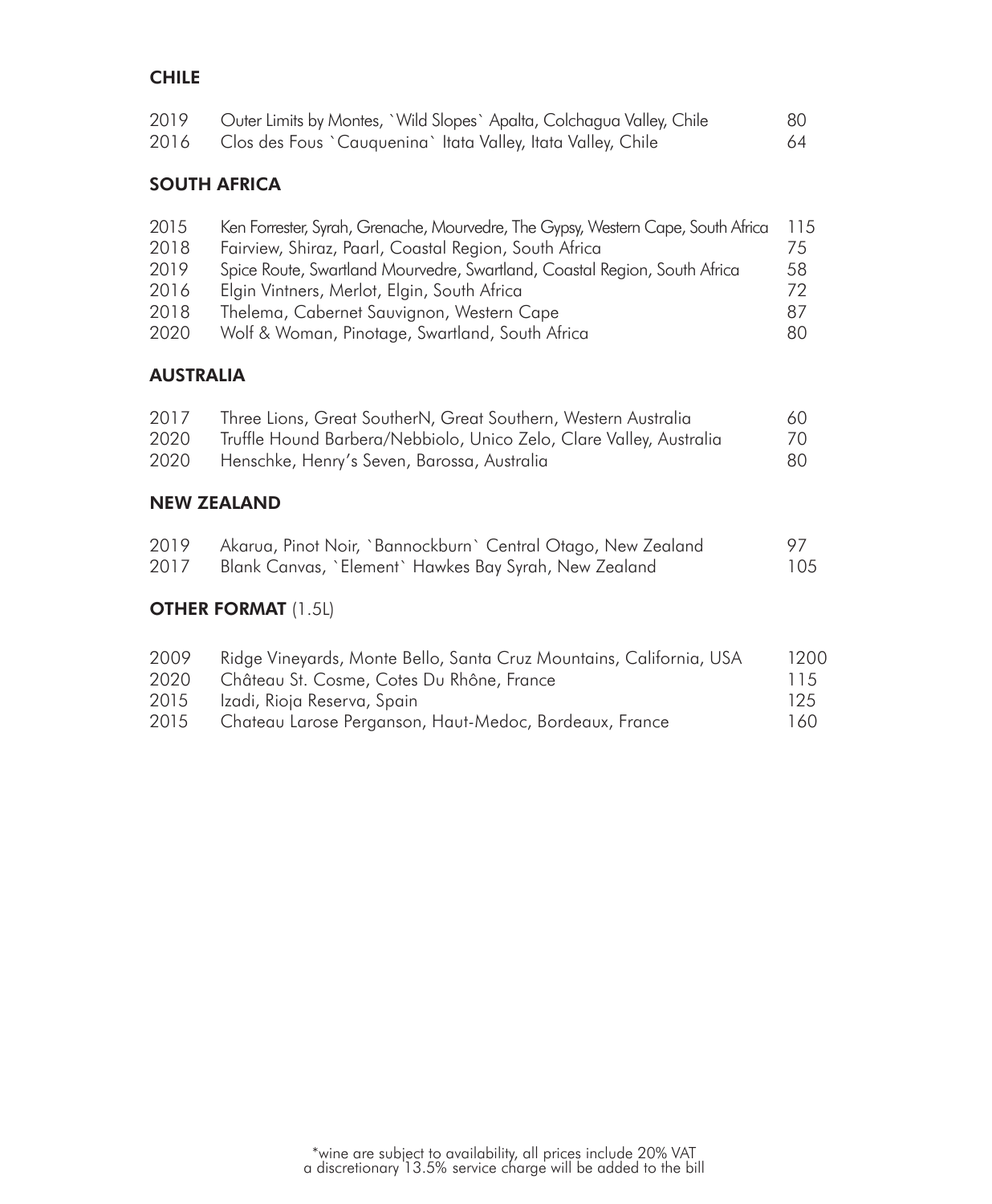## CHILE

| | | |
|---|---|---|
| 2019 | Outer Limits by Montes, `Wild Slopes` Apalta, Colchagua Valley, Chile | 80 |
| 2016 | Clos des Fous `Cauquenina` Itata Valley, Itata Valley, Chile | 64 |

## SOUTH AFRICA

| | | |
|---|---|---|
| 2015 | Ken Forrester, Syrah, Grenache, Mourvedre, The Gypsy, Western Cape, South Africa | 115 |
| 2018 | Fairview, Shiraz, Paarl, Coastal Region, South Africa | 75 |
| 2019 | Spice Route, Swartland Mourvedre, Swartland, Coastal Region, South Africa | 58 |
| 2016 | Elgin Vintners, Merlot, Elgin, South Africa | 72 |
| 2018 | Thelema, Cabernet Sauvignon, Western Cape | 87 |
| 2020 | Wolf & Woman, Pinotage, Swartland, South Africa | 80 |

## AUSTRALIA

| | | |
|---|---|---|
| 2017 | Three Lions, Great SoutherN, Great Southern, Western Australia | 60 |
| 2020 | Truffle Hound Barbera/Nebbiolo, Unico Zelo, Clare Valley, Australia | 70 |
| 2020 | Henschke, Henry's Seven, Barossa, Australia | 80 |

## NEW ZEALAND

| | | |
|---|---|---|
| 2019 | Akarua, Pinot Noir, `Bannockburn` Central Otago, New Zealand | 97 |
| 2017 | Blank Canvas, `Element` Hawkes Bay Syrah, New Zealand | 105 |

## OTHER FORMAT (1.5L)

| | | |
|---|---|---|
| 2009 | Ridge Vineyards, Monte Bello, Santa Cruz Mountains, California, USA | 1200 |
| 2020 | Château St. Cosme, Cotes Du Rhône, France | 115 |
| 2015 | Izadi, Rioja Reserva, Spain | 125 |
| 2015 | Chateau Larose Perganson, Haut-Medoc, Bordeaux, France | 160 |

*wine are subject to availability, all prices include 20% VAT
a discretionary 13.5% service charge will be added to the bill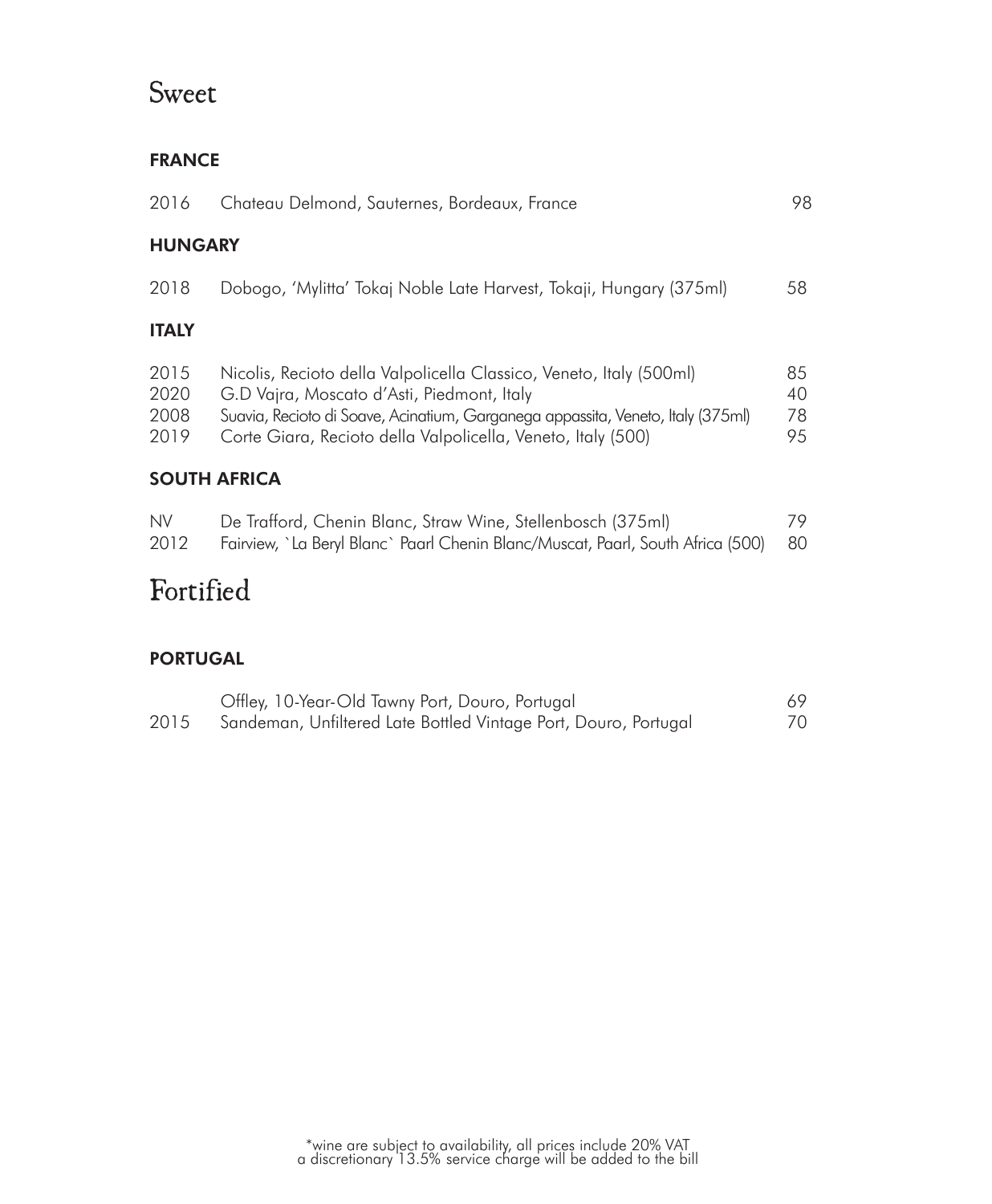# Sweet

### FRANCE

| | | |
|---|---|---|
| 2016 | Chateau Delmond, Sauternes, Bordeaux, France | 98 |

### HUNGARY

| | | |
|---|---|---|
| 2018 | Dobogo, 'Mylitta' Tokaj Noble Late Harvest, Tokaji, Hungary (375ml) | 58 |

### ITALY

| | | |
|---|---|---|
| 2015 | Nicolis, Recioto della Valpolicella Classico, Veneto, Italy (500ml) | 85 |
| 2020 | G.D Vajra, Moscato d'Asti, Piedmont, Italy | 40 |
| 2008 | Suavia, Recioto di Soave, Acinatium, Garganega appassita, Veneto, Italy (375ml) | 78 |
| 2019 | Corte Giara, Recioto della Valpolicella, Veneto, Italy (500) | 95 |

### SOUTH AFRICA

| | | |
|---|---|---|
| NV | De Trafford, Chenin Blanc, Straw Wine, Stellenbosch (375ml) | 79 |
| 2012 | Fairview, \`La Beryl Blanc\` Paarl Chenin Blanc/Muscat, Paarl, South Africa (500) | 80 |

# Fortified

### PORTUGAL

| | | |
|---|---|---|
| | Offley, 10-Year-Old Tawny Port, Douro, Portugal | 69 |
| 2015 | Sandeman, Unfiltered Late Bottled Vintage Port, Douro, Portugal | 70 |

*wine are subject to availability, all prices include 20% VAT
a discretionary 13.5% service charge will be added to the bill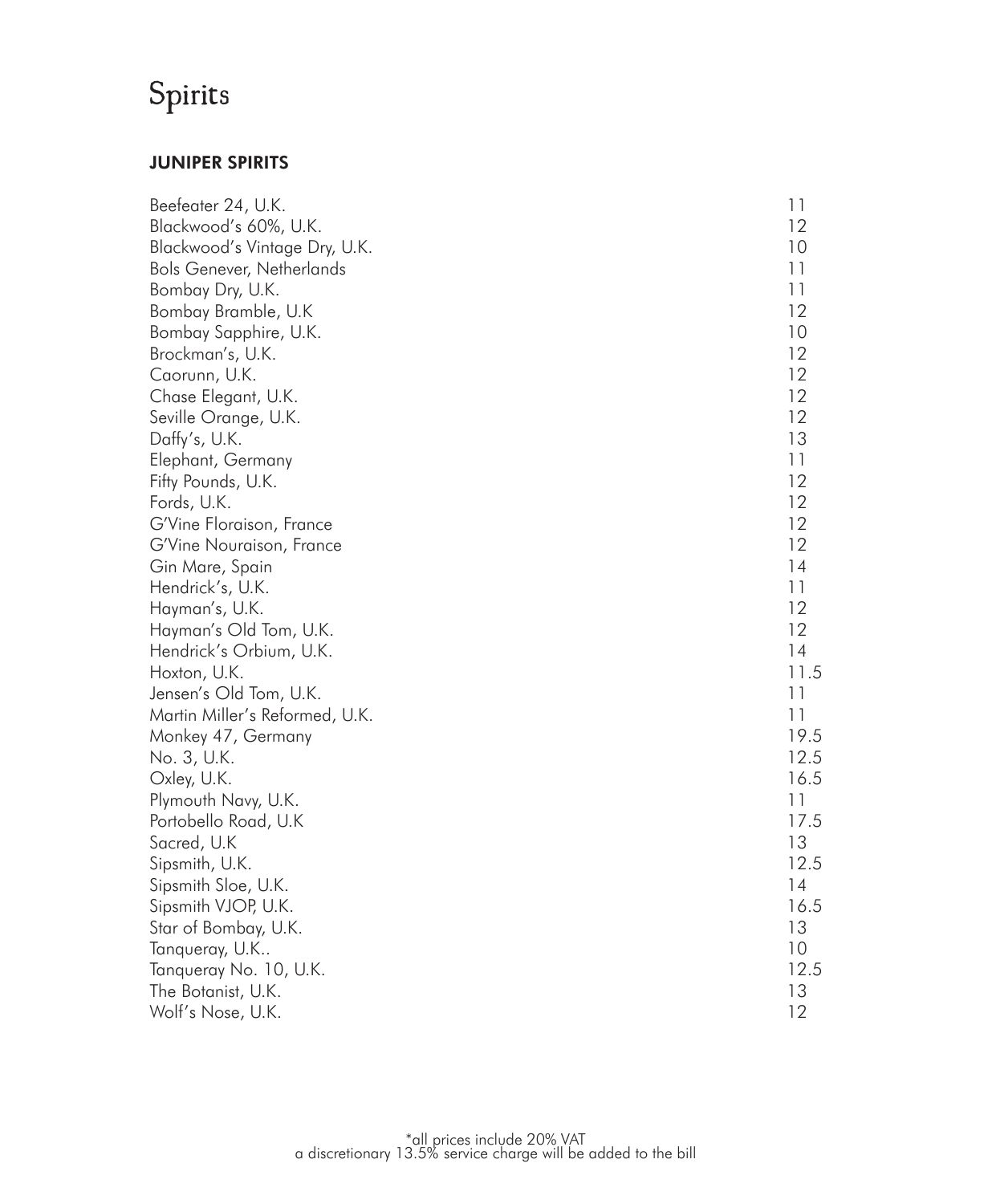# Spirits

## JUNIPER SPIRITS

| | |
|---|---|
| Beefeater 24, U.K. | 11 |
| Blackwood's 60%, U.K. | 12 |
| Blackwood's Vintage Dry, U.K. | 10 |
| Bols Genever, Netherlands | 11 |
| Bombay Dry, U.K. | 11 |
| Bombay Bramble, U.K | 12 |
| Bombay Sapphire, U.K. | 10 |
| Brockman's, U.K. | 12 |
| Caorunn, U.K. | 12 |
| Chase Elegant, U.K. | 12 |
| Seville Orange, U.K. | 12 |
| Daffy's, U.K. | 13 |
| Elephant, Germany | 11 |
| Fifty Pounds, U.K. | 12 |
| Fords, U.K. | 12 |
| G'Vine Floraison, France | 12 |
| G'Vine Nouraison, France | 12 |
| Gin Mare, Spain | 14 |
| Hendrick's, U.K. | 11 |
| Hayman's, U.K. | 12 |
| Hayman's Old Tom, U.K. | 12 |
| Hendrick's Orbium, U.K. | 14 |
| Hoxton, U.K. | 11.5 |
| Jensen's Old Tom, U.K. | 11 |
| Martin Miller's Reformed, U.K. | 11 |
| Monkey 47, Germany | 19.5 |
| No. 3, U.K. | 12.5 |
| Oxley, U.K. | 16.5 |
| Plymouth Navy, U.K. | 11 |
| Portobello Road, U.K | 17.5 |
| Sacred, U.K | 13 |
| Sipsmith, U.K. | 12.5 |
| Sipsmith Sloe, U.K. | 14 |
| Sipsmith VJOP, U.K. | 16.5 |
| Star of Bombay, U.K. | 13 |
| Tanqueray, U.K.. | 10 |
| Tanqueray No. 10, U.K. | 12.5 |
| The Botanist, U.K. | 13 |
| Wolf's Nose, U.K. | 12 |

*all prices include 20% VAT
a discretionary 13.5% service charge will be added to the bill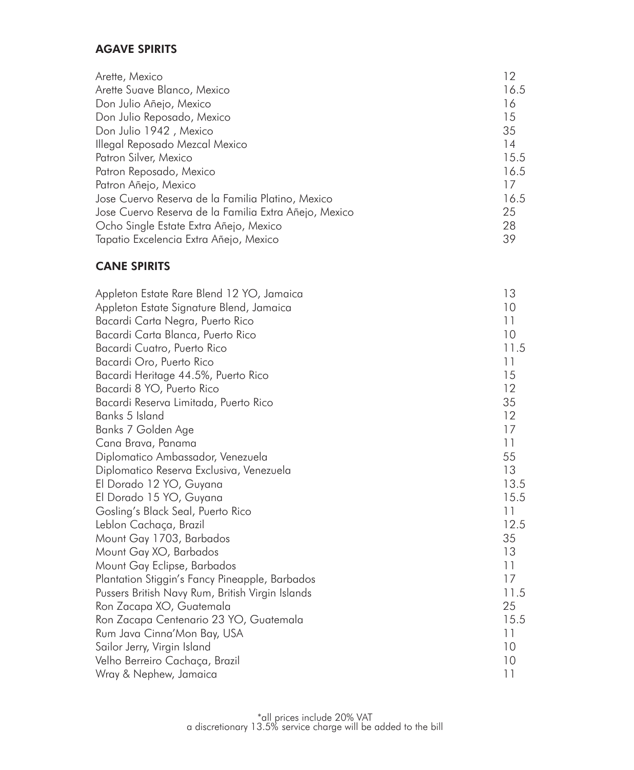### AGAVE SPIRITS

| | |
|---|---|
| Arette, Mexico | 12 |
| Arette Suave Blanco, Mexico | 16.5 |
| Don Julio Añejo, Mexico | 16 |
| Don Julio Reposado, Mexico | 15 |
| Don Julio 1942 , Mexico | 35 |
| Illegal Reposado Mezcal Mexico | 14 |
| Patron Silver, Mexico | 15.5 |
| Patron Reposado, Mexico | 16.5 |
| Patron Añejo, Mexico | 17 |
| Jose Cuervo Reserva de la Familia Platino, Mexico | 16.5 |
| Jose Cuervo Reserva de la Familia Extra Añejo, Mexico | 25 |
| Ocho Single Estate Extra Añejo, Mexico | 28 |
| Tapatio Excelencia Extra Añejo, Mexico | 39 |

### CANE SPIRITS

| | |
|---|---|
| Appleton Estate Rare Blend 12 YO, Jamaica | 13 |
| Appleton Estate Signature Blend, Jamaica | 10 |
| Bacardi Carta Negra, Puerto Rico | 11 |
| Bacardi Carta Blanca, Puerto Rico | 10 |
| Bacardi Cuatro, Puerto Rico | 11.5 |
| Bacardi Oro, Puerto Rico | 11 |
| Bacardi Heritage 44.5%, Puerto Rico | 15 |
| Bacardi 8 YO, Puerto Rico | 12 |
| Bacardi Reserva Limitada, Puerto Rico | 35 |
| Banks 5 Island | 12 |
| Banks 7 Golden Age | 17 |
| Cana Brava, Panama | 11 |
| Diplomatico Ambassador, Venezuela | 55 |
| Diplomatico Reserva Exclusiva, Venezuela | 13 |
| El Dorado 12 YO, Guyana | 13.5 |
| El Dorado 15 YO, Guyana | 15.5 |
| Gosling's Black Seal, Puerto Rico | 11 |
| Leblon Cachaça, Brazil | 12.5 |
| Mount Gay 1703, Barbados | 35 |
| Mount Gay XO, Barbados | 13 |
| Mount Gay Eclipse, Barbados | 11 |
| Plantation Stiggin's Fancy Pineapple, Barbados | 17 |
| Pussers British Navy Rum, British Virgin Islands | 11.5 |
| Ron Zacapa XO, Guatemala | 25 |
| Ron Zacapa Centenario 23 YO, Guatemala | 15.5 |
| Rum Java Cinna'Mon Bay, USA | 11 |
| Sailor Jerry, Virgin Island | 10 |
| Velho Berreiro Cachaça, Brazil | 10 |
| Wray & Nephew, Jamaica | 11 |

*all prices include 20% VAT
a discretionary 13.5% service charge will be added to the bill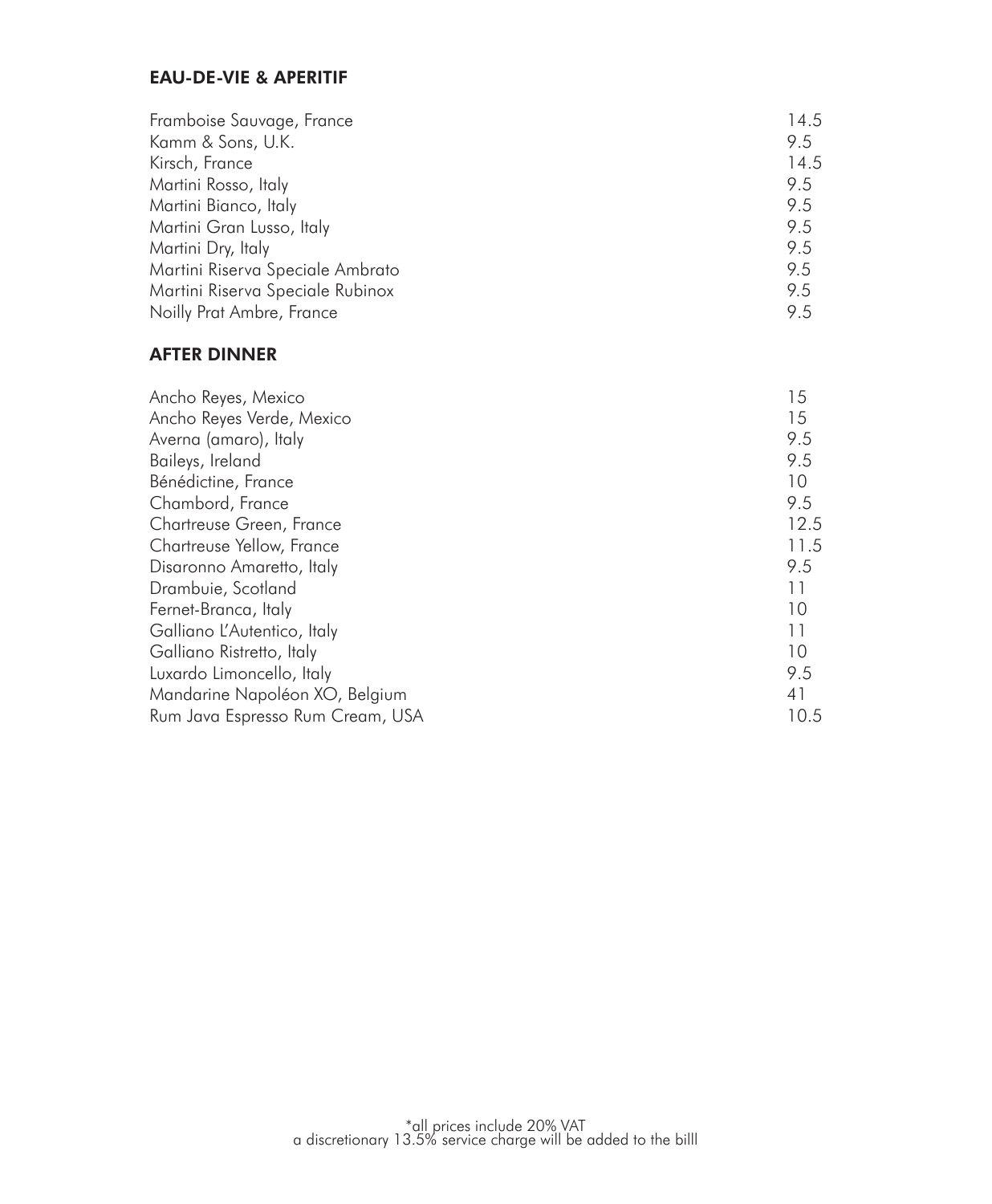## EAU-DE-VIE & APERITIF

| | |
|---|---|
| Framboise Sauvage, France | 14.5 |
| Kamm & Sons, U.K. | 9.5 |
| Kirsch, France | 14.5 |
| Martini Rosso, Italy | 9.5 |
| Martini Bianco, Italy | 9.5 |
| Martini Gran Lusso, Italy | 9.5 |
| Martini Dry, Italy | 9.5 |
| Martini Riserva Speciale Ambrato | 9.5 |
| Martini Riserva Speciale Rubinox | 9.5 |
| Noilly Prat Ambre, France | 9.5 |

## AFTER DINNER

| | |
|---|---|
| Ancho Reyes, Mexico | 15 |
| Ancho Reyes Verde, Mexico | 15 |
| Averna (amaro), Italy | 9.5 |
| Baileys, Ireland | 9.5 |
| Bénédictine, France | 10 |
| Chambord, France | 9.5 |
| Chartreuse Green, France | 12.5 |
| Chartreuse Yellow, France | 11.5 |
| Disaronno Amaretto, Italy | 9.5 |
| Drambuie, Scotland | 11 |
| Fernet-Branca, Italy | 10 |
| Galliano L'Autentico, Italy | 11 |
| Galliano Ristretto, Italy | 10 |
| Luxardo Limoncello, Italy | 9.5 |
| Mandarine Napoléon XO, Belgium | 41 |
| Rum Java Espresso Rum Cream, USA | 10.5 |

*all prices include 20% VAT
a discretionary 13.5% service charge will be added to the billl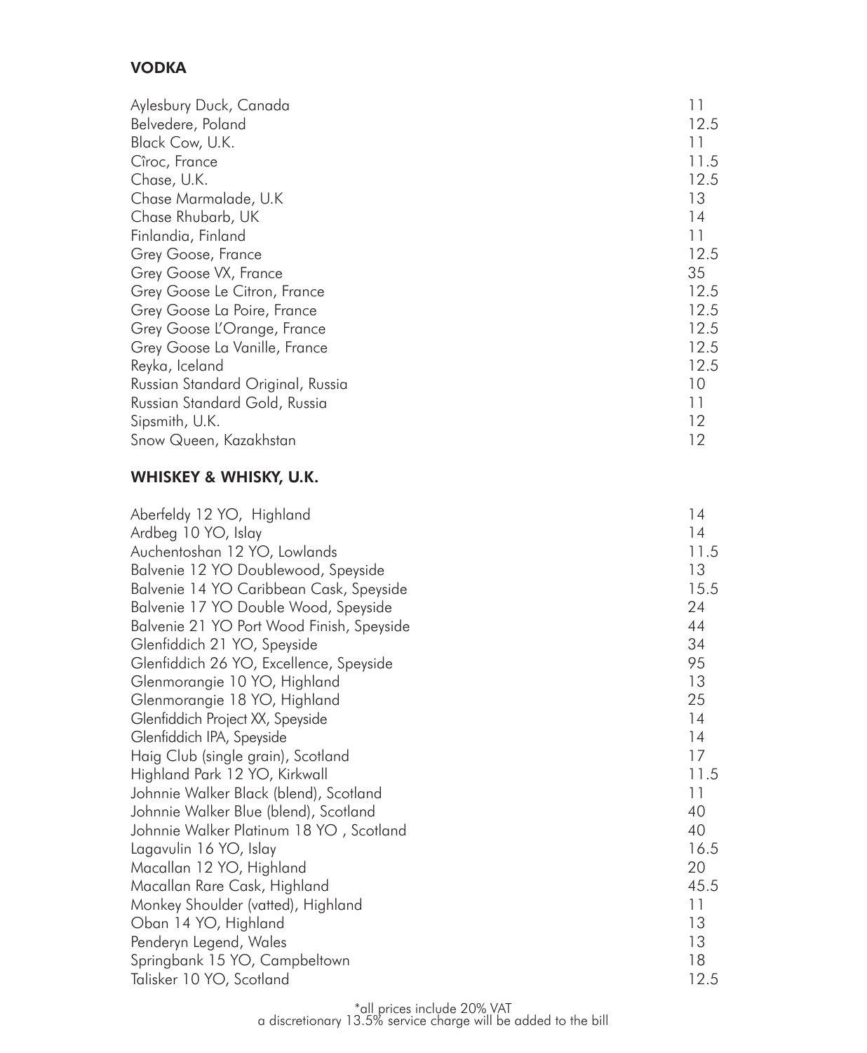## VODKA

| | |
|---|---|
| Aylesbury Duck, Canada | 11 |
| Belvedere, Poland | 12.5 |
| Black Cow, U.K. | 11 |
| Cîroc, France | 11.5 |
| Chase, U.K. | 12.5 |
| Chase Marmalade, U.K | 13 |
| Chase Rhubarb, UK | 14 |
| Finlandia, Finland | 11 |
| Grey Goose, France | 12.5 |
| Grey Goose VX, France | 35 |
| Grey Goose Le Citron, France | 12.5 |
| Grey Goose La Poire, France | 12.5 |
| Grey Goose L'Orange, France | 12.5 |
| Grey Goose La Vanille, France | 12.5 |
| Reyka, Iceland | 12.5 |
| Russian Standard Original, Russia | 10 |
| Russian Standard Gold, Russia | 11 |
| Sipsmith, U.K. | 12 |
| Snow Queen, Kazakhstan | 12 |

## WHISKEY & WHISKY, U.K.

| | |
|---|---|
| Aberfeldy 12 YO, Highland | 14 |
| Ardbeg 10 YO, Islay | 14 |
| Auchentoshan 12 YO, Lowlands | 11.5 |
| Balvenie 12 YO Doublewood, Speyside | 13 |
| Balvenie 14 YO Caribbean Cask, Speyside | 15.5 |
| Balvenie 17 YO Double Wood, Speyside | 24 |
| Balvenie 21 YO Port Wood Finish, Speyside | 44 |
| Glenfiddich 21 YO, Speyside | 34 |
| Glenfiddich 26 YO, Excellence, Speyside | 95 |
| Glenmorangie 10 YO, Highland | 13 |
| Glenmorangie 18 YO, Highland | 25 |
| Glenfiddich Project XX, Speyside | 14 |
| Glenfiddich IPA, Speyside | 14 |
| Haig Club (single grain), Scotland | 17 |
| Highland Park 12 YO, Kirkwall | 11.5 |
| Johnnie Walker Black (blend), Scotland | 11 |
| Johnnie Walker Blue (blend), Scotland | 40 |
| Johnnie Walker Platinum 18 YO , Scotland | 40 |
| Lagavulin 16 YO, Islay | 16.5 |
| Macallan 12 YO, Highland | 20 |
| Macallan Rare Cask, Highland | 45.5 |
| Monkey Shoulder (vatted), Highland | 11 |
| Oban 14 YO, Highland | 13 |
| Penderyn Legend, Wales | 13 |
| Springbank 15 YO, Campbeltown | 18 |
| Talisker 10 YO, Scotland | 12.5 |

*all prices include 20% VAT
a discretionary 13.5% service charge will be added to the bill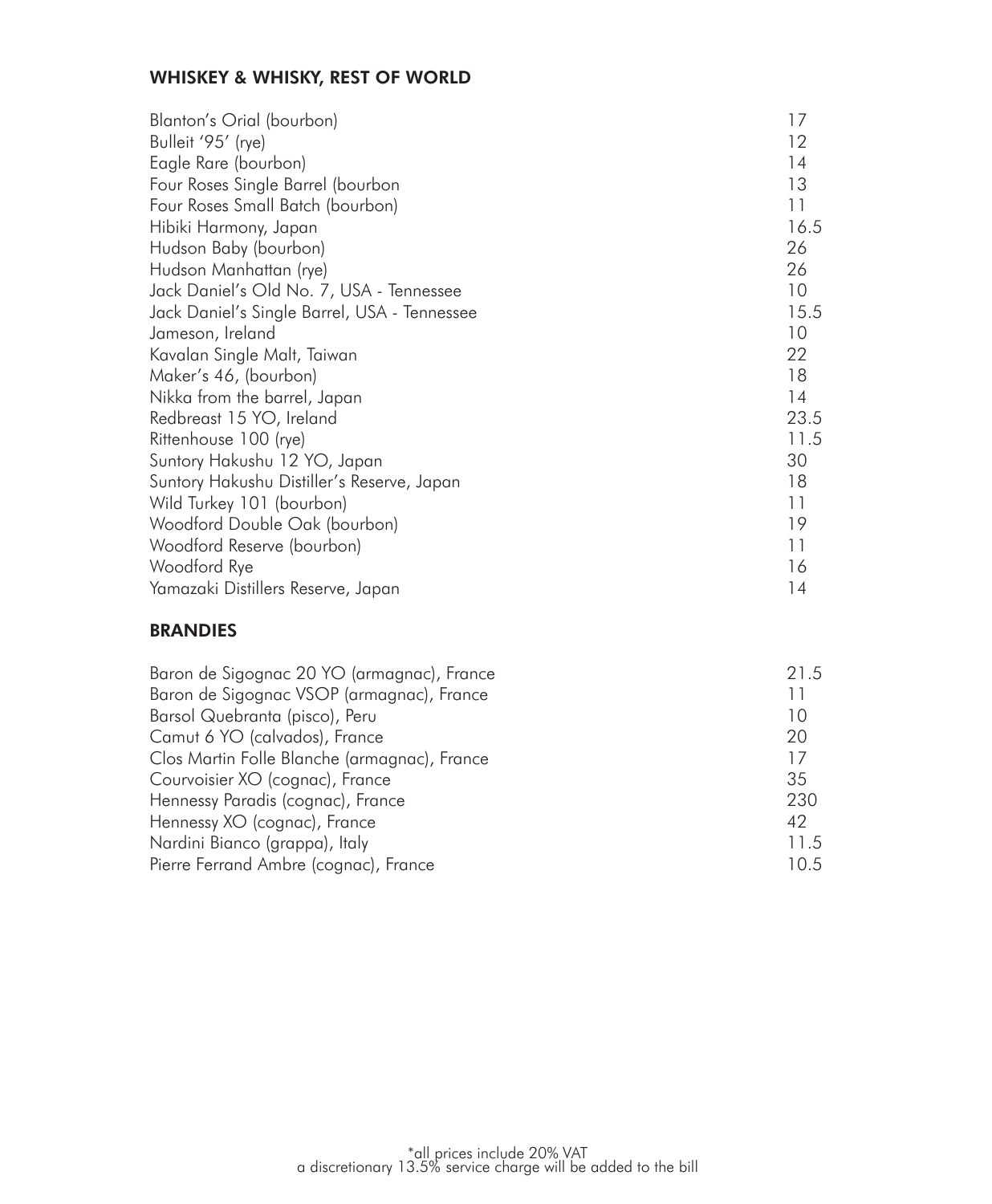## WHISKEY & WHISKY, REST OF WORLD

| | |
|---|---|
| Blanton's Orial (bourbon) | 17 |
| Bulleit '95' (rye) | 12 |
| Eagle Rare (bourbon) | 14 |
| Four Roses Single Barrel (bourbon | 13 |
| Four Roses Small Batch (bourbon) | 11 |
| Hibiki Harmony, Japan | 16.5 |
| Hudson Baby (bourbon) | 26 |
| Hudson Manhattan (rye) | 26 |
| Jack Daniel's Old No. 7, USA - Tennessee | 10 |
| Jack Daniel's Single Barrel, USA - Tennessee | 15.5 |
| Jameson, Ireland | 10 |
| Kavalan Single Malt, Taiwan | 22 |
| Maker's 46, (bourbon) | 18 |
| Nikka from the barrel, Japan | 14 |
| Redbreast 15 YO, Ireland | 23.5 |
| Rittenhouse 100 (rye) | 11.5 |
| Suntory Hakushu 12 YO, Japan | 30 |
| Suntory Hakushu Distiller's Reserve, Japan | 18 |
| Wild Turkey 101 (bourbon) | 11 |
| Woodford Double Oak (bourbon) | 19 |
| Woodford Reserve (bourbon) | 11 |
| Woodford Rye | 16 |
| Yamazaki Distillers Reserve, Japan | 14 |

## BRANDIES

| | |
|---|---|
| Baron de Sigognac 20 YO (armagnac), France | 21.5 |
| Baron de Sigognac VSOP (armagnac), France | 11 |
| Barsol Quebranta (pisco), Peru | 10 |
| Camut 6 YO (calvados), France | 20 |
| Clos Martin Folle Blanche (armagnac), France | 17 |
| Courvoisier XO (cognac), France | 35 |
| Hennessy Paradis (cognac), France | 230 |
| Hennessy XO (cognac), France | 42 |
| Nardini Bianco (grappa), Italy | 11.5 |
| Pierre Ferrand Ambre (cognac), France | 10.5 |

*all prices include 20% VAT
a discretionary 13.5% service charge will be added to the bill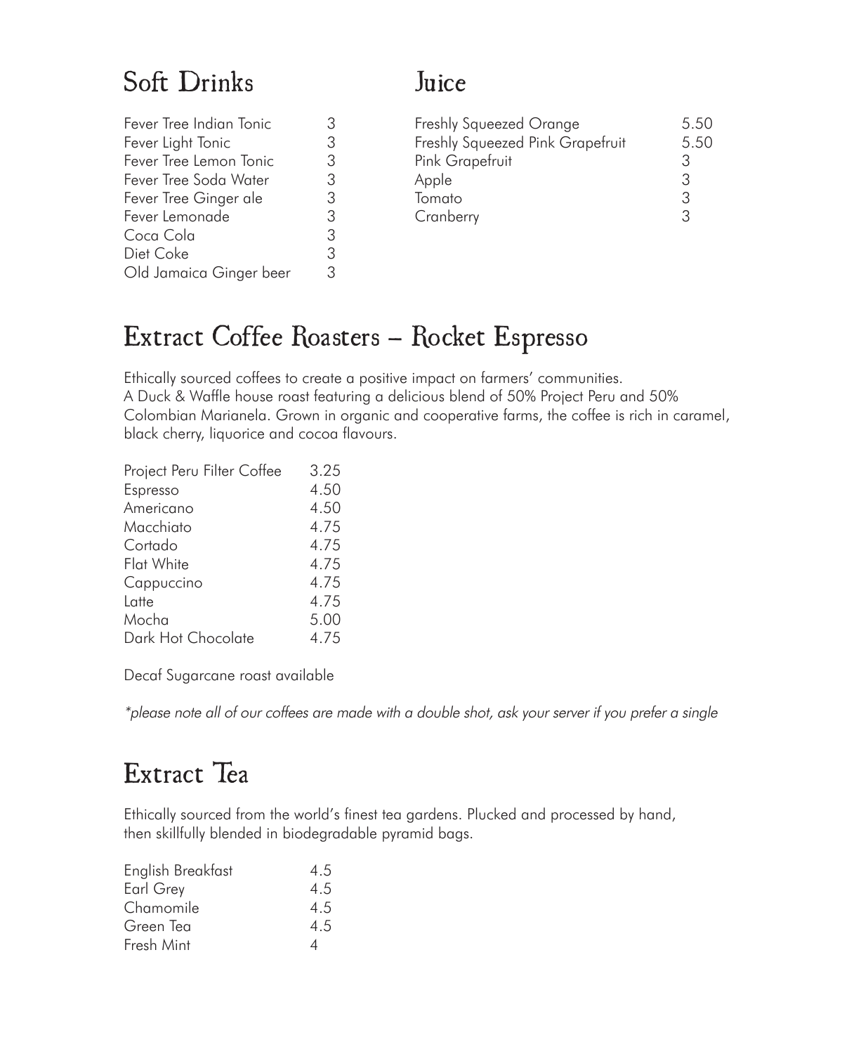## Soft Drinks

| | |
|---|---|
| Fever Tree Indian Tonic | 3 |
| Fever Light Tonic | 3 |
| Fever Tree Lemon Tonic | 3 |
| Fever Tree Soda Water | 3 |
| Fever Tree Ginger ale | 3 |
| Fever Lemonade | 3 |
| Coca Cola | 3 |
| Diet Coke | 3 |
| Old Jamaica Ginger beer | 3 |

## Juice

| | |
|---|---|
| Freshly Squeezed Orange | 5.50 |
| Freshly Squeezed Pink Grapefruit | 5.50 |
| Pink Grapefruit | 3 |
| Apple | 3 |
| Tomato | 3 |
| Cranberry | 3 |

## Extract Coffee Roasters – Rocket Espresso

Ethically sourced coffees to create a positive impact on farmers' communities.
A Duck & Waffle house roast featuring a delicious blend of 50% Project Peru and 50% Colombian Marianela. Grown in organic and cooperative farms, the coffee is rich in caramel, black cherry, liquorice and cocoa flavours.

| | |
|---|---|
| Project Peru Filter Coffee | 3.25 |
| Espresso | 4.50 |
| Americano | 4.50 |
| Macchiato | 4.75 |
| Cortado | 4.75 |
| Flat White | 4.75 |
| Cappuccino | 4.75 |
| Latte | 4.75 |
| Mocha | 5.00 |
| Dark Hot Chocolate | 4.75 |

Decaf Sugarcane roast available

*\*please note all of our coffees are made with a double shot, ask your server if you prefer a single*

## Extract Tea

Ethically sourced from the world's finest tea gardens. Plucked and processed by hand, then skillfully blended in biodegradable pyramid bags.

| | |
|---|---|
| English Breakfast | 4.5 |
| Earl Grey | 4.5 |
| Chamomile | 4.5 |
| Green Tea | 4.5 |
| Fresh Mint | 4 |